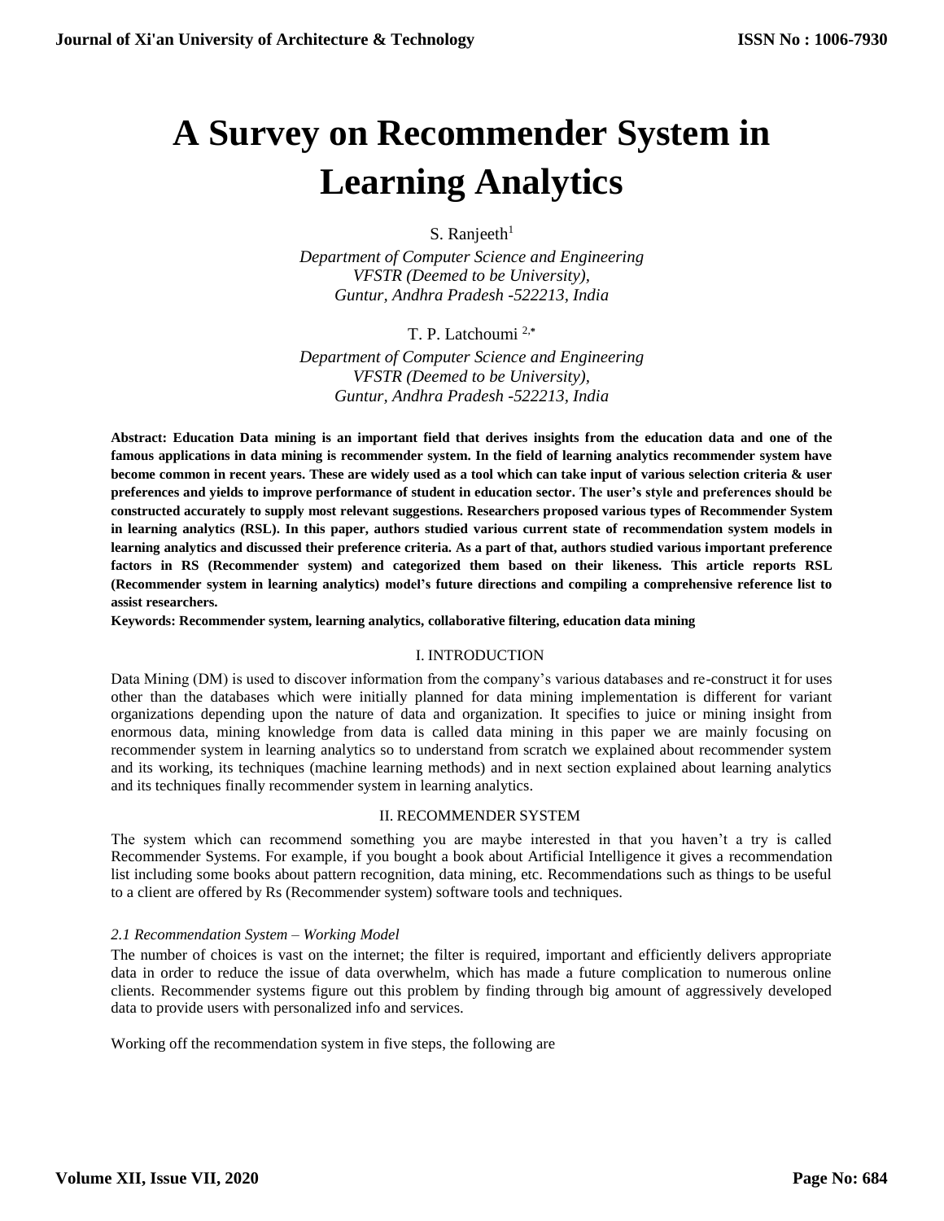# A Survey on Recommender System in Learning Analytics

S. Ranjeeth[1]

*Department of Computer Science and Engineering*
*VFSTR (Deemed to be University),*
*Guntur, Andhra Pradesh -522213, India*

T. P. Latchoumi [2,*]

*Department of Computer Science and Engineering*
*VFSTR (Deemed to be University),*
*Guntur, Andhra Pradesh -522213, India*

**Abstract: Education Data mining is an important field that derives insights from the education data and one of the famous applications in data mining is recommender system. In the field of learning analytics recommender system have become common in recent years. These are widely used as a tool which can take input of various selection criteria & user preferences and yields to improve performance of student in education sector. The user's style and preferences should be constructed accurately to supply most relevant suggestions. Researchers proposed various types of Recommender System in learning analytics (RSL). In this paper, authors studied various current state of recommendation system models in learning analytics and discussed their preference criteria. As a part of that, authors studied various important preference factors in RS (Recommender system) and categorized them based on their likeness. This article reports RSL (Recommender system in learning analytics) model's future directions and compiling a comprehensive reference list to assist researchers.**

**Keywords: Recommender system, learning analytics, collaborative filtering, education data mining**

## I. INTRODUCTION

Data Mining (DM) is used to discover information from the company's various databases and re-construct it for uses other than the databases which were initially planned for data mining implementation is different for variant organizations depending upon the nature of data and organization. It specifies to juice or mining insight from enormous data, mining knowledge from data is called data mining in this paper we are mainly focusing on recommender system in learning analytics so to understand from scratch we explained about recommender system and its working, its techniques (machine learning methods) and in next section explained about learning analytics and its techniques finally recommender system in learning analytics.

## II. RECOMMENDER SYSTEM

The system which can recommend something you are maybe interested in that you haven't a try is called Recommender Systems. For example, if you bought a book about Artificial Intelligence it gives a recommendation list including some books about pattern recognition, data mining, etc. Recommendations such as things to be useful to a client are offered by Rs (Recommender system) software tools and techniques.

### *2.1 Recommendation System – Working Model*

The number of choices is vast on the internet; the filter is required, important and efficiently delivers appropriate data in order to reduce the issue of data overwhelm, which has made a future complication to numerous online clients. Recommender systems figure out this problem by finding through big amount of aggressively developed data to provide users with personalized info and services.

Working off the recommendation system in five steps, the following are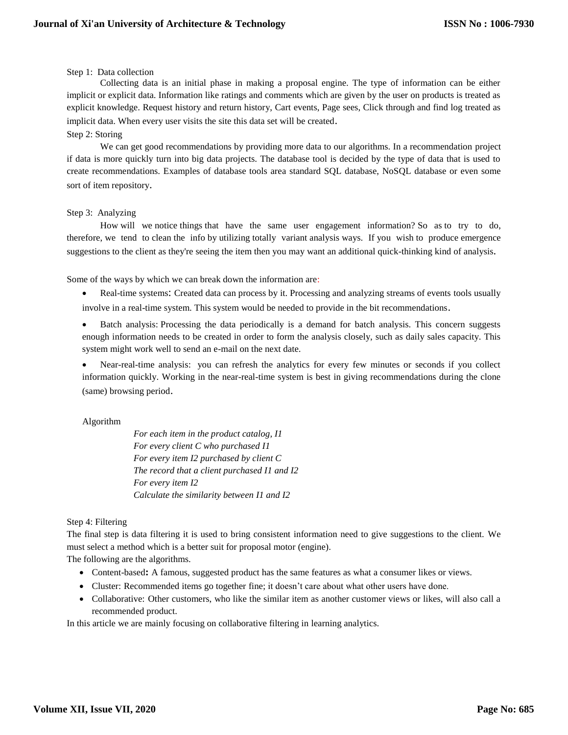Step 1: Data collection

Collecting data is an initial phase in making a proposal engine. The type of information can be either implicit or explicit data. Information like ratings and comments which are given by the user on products is treated as explicit knowledge. Request history and return history, Cart events, Page sees, Click through and find log treated as implicit data. When every user visits the site this data set will be created.

Step 2: Storing

We can get good recommendations by providing more data to our algorithms. In a recommendation project if data is more quickly turn into big data projects. The database tool is decided by the type of data that is used to create recommendations. Examples of database tools area standard SQL database, NoSQL database or even some sort of item repository.

Step 3: Analyzing

How will we notice things that have the same user engagement information? So as to try to do, therefore, we tend to clean the info by utilizing totally variant analysis ways. If you wish to produce emergence suggestions to the client as they're seeing the item then you may want an additional quick-thinking kind of analysis.

Some of the ways by which we can break down the information are:

- Real-time systems: Created data can process by it. Processing and analyzing streams of events tools usually involve in a real-time system. This system would be needed to provide in the bit recommendations.
- Batch analysis: Processing the data periodically is a demand for batch analysis. This concern suggests enough information needs to be created in order to form the analysis closely, such as daily sales capacity. This system might work well to send an e-mail on the next date.
- Near-real-time analysis: you can refresh the analytics for every few minutes or seconds if you collect information quickly. Working in the near-real-time system is best in giving recommendations during the clone (same) browsing period.

Algorithm

*For each item in the product catalog, I1*
*For every client C who purchased I1*
*For every item I2 purchased by client C*
*The record that a client purchased I1 and I2*
*For every item I2*
*Calculate the similarity between I1 and I2*

Step 4: Filtering

The final step is data filtering it is used to bring consistent information need to give suggestions to the client. We must select a method which is a better suit for proposal motor (engine).

The following are the algorithms.

- Content-based**:** A famous, suggested product has the same features as what a consumer likes or views.
- Cluster: Recommended items go together fine; it doesn't care about what other users have done.
- Collaborative: Other customers, who like the similar item as another customer views or likes, will also call a recommended product.

In this article we are mainly focusing on collaborative filtering in learning analytics.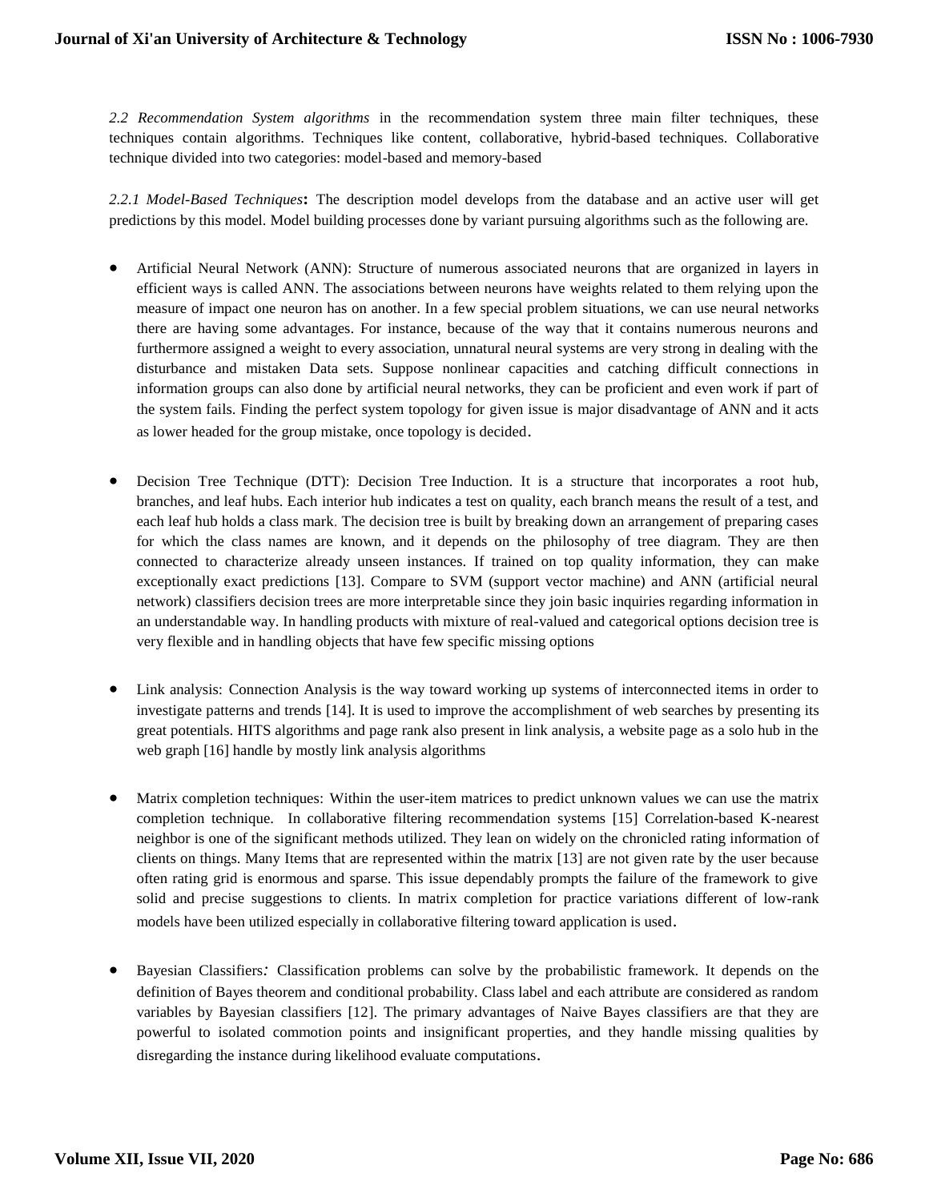*2.2 Recommendation System algorithms* in the recommendation system three main filter techniques, these techniques contain algorithms. Techniques like content, collaborative, hybrid-based techniques. Collaborative technique divided into two categories: model-based and memory-based

*2.2.1 Model-Based Techniques***:** The description model develops from the database and an active user will get predictions by this model. Model building processes done by variant pursuing algorithms such as the following are.

- Artificial Neural Network (ANN): Structure of numerous associated neurons that are organized in layers in efficient ways is called ANN. The associations between neurons have weights related to them relying upon the measure of impact one neuron has on another. In a few special problem situations, we can use neural networks there are having some advantages. For instance, because of the way that it contains numerous neurons and furthermore assigned a weight to every association, unnatural neural systems are very strong in dealing with the disturbance and mistaken Data sets. Suppose nonlinear capacities and catching difficult connections in information groups can also done by artificial neural networks, they can be proficient and even work if part of the system fails. Finding the perfect system topology for given issue is major disadvantage of ANN and it acts as lower headed for the group mistake, once topology is decided.

- Decision Tree Technique (DTT): Decision Tree Induction. It is a structure that incorporates a root hub, branches, and leaf hubs. Each interior hub indicates a test on quality, each branch means the result of a test, and each leaf hub holds a class mark. The decision tree is built by breaking down an arrangement of preparing cases for which the class names are known, and it depends on the philosophy of tree diagram. They are then connected to characterize already unseen instances. If trained on top quality information, they can make exceptionally exact predictions [13]. Compare to SVM (support vector machine) and ANN (artificial neural network) classifiers decision trees are more interpretable since they join basic inquiries regarding information in an understandable way. In handling products with mixture of real-valued and categorical options decision tree is very flexible and in handling objects that have few specific missing options

- Link analysis: Connection Analysis is the way toward working up systems of interconnected items in order to investigate patterns and trends [14]. It is used to improve the accomplishment of web searches by presenting its great potentials. HITS algorithms and page rank also present in link analysis, a website page as a solo hub in the web graph [16] handle by mostly link analysis algorithms

- Matrix completion techniques: Within the user-item matrices to predict unknown values we can use the matrix completion technique. In collaborative filtering recommendation systems [15] Correlation-based K-nearest neighbor is one of the significant methods utilized. They lean on widely on the chronicled rating information of clients on things. Many Items that are represented within the matrix [13] are not given rate by the user because often rating grid is enormous and sparse. This issue dependably prompts the failure of the framework to give solid and precise suggestions to clients. In matrix completion for practice variations different of low-rank models have been utilized especially in collaborative filtering toward application is used.

- Bayesian Classifiers*:* Classification problems can solve by the probabilistic framework. It depends on the definition of Bayes theorem and conditional probability. Class label and each attribute are considered as random variables by Bayesian classifiers [12]. The primary advantages of Naive Bayes classifiers are that they are powerful to isolated commotion points and insignificant properties, and they handle missing qualities by disregarding the instance during likelihood evaluate computations.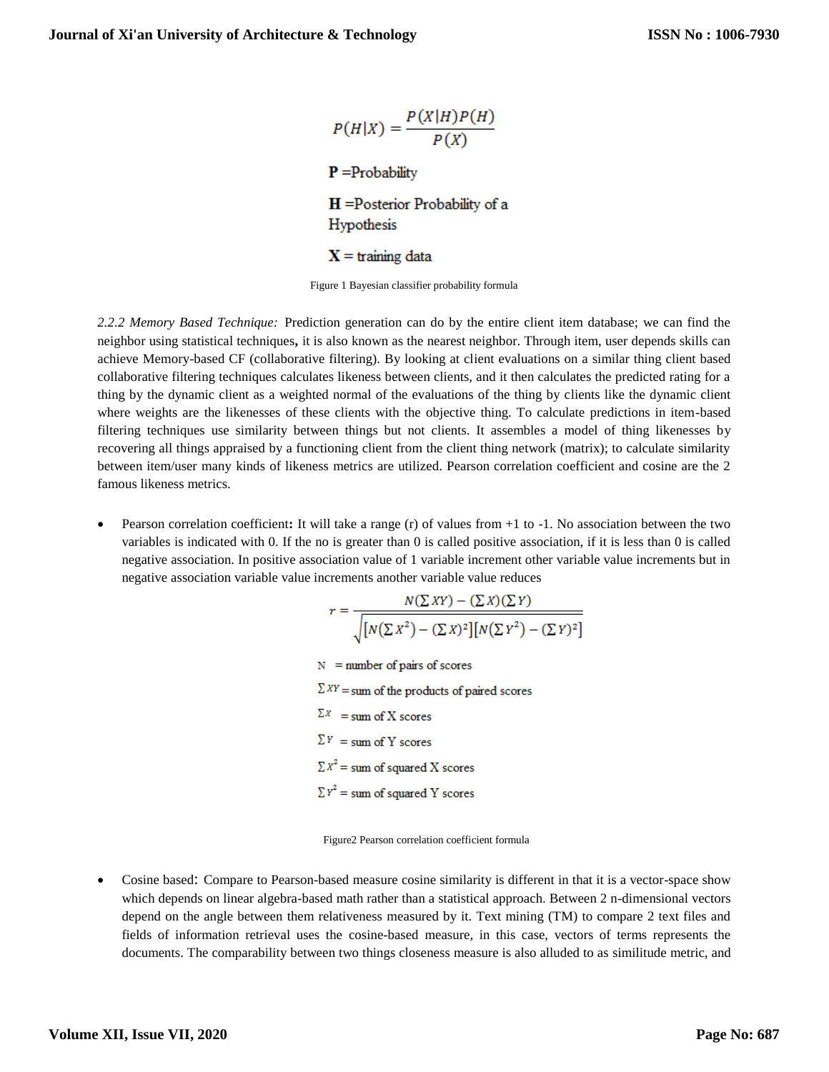$$P(H|X) = \frac{P(X|H)P(H)}{P(X)}$$

**P** =Probability

**H** =Posterior Probability of a Hypothesis

**X** = training data

Figure 1 Bayesian classifier probability formula

*2.2.2 Memory Based Technique:* Prediction generation can do by the entire client item database; we can find the neighbor using statistical techniques**,** it is also known as the nearest neighbor. Through item, user depends skills can achieve Memory-based CF (collaborative filtering). By looking at client evaluations on a similar thing client based collaborative filtering techniques calculates likeness between clients, and it then calculates the predicted rating for a thing by the dynamic client as a weighted normal of the evaluations of the thing by clients like the dynamic client where weights are the likenesses of these clients with the objective thing. To calculate predictions in item-based filtering techniques use similarity between things but not clients. It assembles a model of thing likenesses by recovering all things appraised by a functioning client from the client thing network (matrix); to calculate similarity between item/user many kinds of likeness metrics are utilized. Pearson correlation coefficient and cosine are the 2 famous likeness metrics.

- Pearson correlation coefficient**:** It will take a range (r) of values from +1 to -1. No association between the two variables is indicated with 0. If the no is greater than 0 is called positive association, if it is less than 0 is called negative association. In positive association value of 1 variable increment other variable value increments but in negative association variable value increments another variable value reduces

$$r = \frac{N(\sum XY) - (\sum X)(\sum Y)}{\sqrt{[N(\sum X^2) - (\sum X)^2][N(\sum Y^2) - (\sum Y)^2]}}$$

$N$ = number of pairs of scores

$\sum XY$ = sum of the products of paired scores

$\sum X$ = sum of X scores

$\sum Y$ = sum of Y scores

$\sum X^2$ = sum of squared X scores

$\sum Y^2$ = sum of squared Y scores

Figure2 Pearson correlation coefficient formula

- Cosine based: Compare to Pearson-based measure cosine similarity is different in that it is a vector-space show which depends on linear algebra-based math rather than a statistical approach. Between 2 n-dimensional vectors depend on the angle between them relativeness measured by it. Text mining (TM) to compare 2 text files and fields of information retrieval uses the cosine-based measure, in this case, vectors of terms represents the documents. The comparability between two things closeness measure is also alluded to as similitude metric, and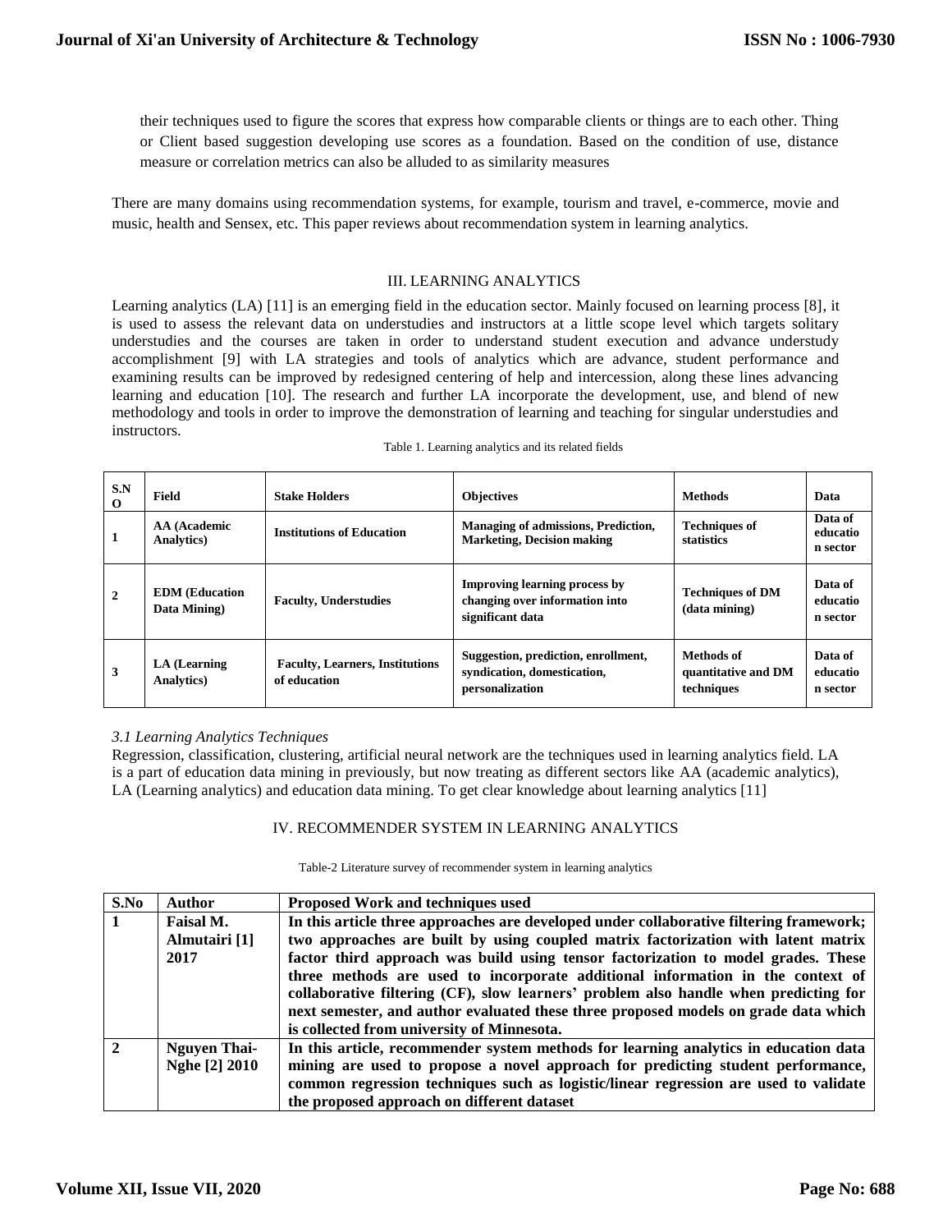their techniques used to figure the scores that express how comparable clients or things are to each other. Thing or Client based suggestion developing use scores as a foundation. Based on the condition of use, distance measure or correlation metrics can also be alluded to as similarity measures

There are many domains using recommendation systems, for example, tourism and travel, e-commerce, movie and music, health and Sensex, etc. This paper reviews about recommendation system in learning analytics.

## III. LEARNING ANALYTICS

Learning analytics (LA) [11] is an emerging field in the education sector. Mainly focused on learning process [8], it is used to assess the relevant data on understudies and instructors at a little scope level which targets solitary understudies and the courses are taken in order to understand student execution and advance understudy accomplishment [9] with LA strategies and tools of analytics which are advance, student performance and examining results can be improved by redesigned centering of help and intercession, along these lines advancing learning and education [10]. The research and further LA incorporate the development, use, and blend of new methodology and tools in order to improve the demonstration of learning and teaching for singular understudies and instructors.

Table 1. Learning analytics and its related fields

| S.NO | Field | Stake Holders | Objectives | Methods | Data |
|---|---|---|---|---|---|
| 1 | AA (Academic Analytics) | Institutions of Education | Managing of admissions, Prediction, Marketing, Decision making | Techniques of statistics | Data of education sector |
| 2 | EDM (Education Data Mining) | Faculty, Understudies | Improving learning process by changing over information into significant data | Techniques of DM (data mining) | Data of education sector |
| 3 | LA (Learning Analytics) | Faculty, Learners, Institutions of education | Suggestion, prediction, enrollment, syndication, domestication, personalization | Methods of quantitative and DM techniques | Data of education sector |

### 3.1 Learning Analytics Techniques

Regression, classification, clustering, artificial neural network are the techniques used in learning analytics field. LA is a part of education data mining in previously, but now treating as different sectors like AA (academic analytics), LA (Learning analytics) and education data mining. To get clear knowledge about learning analytics [11]

## IV. RECOMMENDER SYSTEM IN LEARNING ANALYTICS

Table-2 Literature survey of recommender system in learning analytics

| S.No | Author | Proposed Work and techniques used |
|---|---|---|
| 1 | Faisal M. Almutairi [1] 2017 | In this article three approaches are developed under collaborative filtering framework; two approaches are built by using coupled matrix factorization with latent matrix factor third approach was build using tensor factorization to model grades. These three methods are used to incorporate additional information in the context of collaborative filtering (CF), slow learners' problem also handle when predicting for next semester, and author evaluated these three proposed models on grade data which is collected from university of Minnesota. |
| 2 | Nguyen Thai-Nghe [2] 2010 | In this article, recommender system methods for learning analytics in education data mining are used to propose a novel approach for predicting student performance, common regression techniques such as logistic/linear regression are used to validate the proposed approach on different dataset |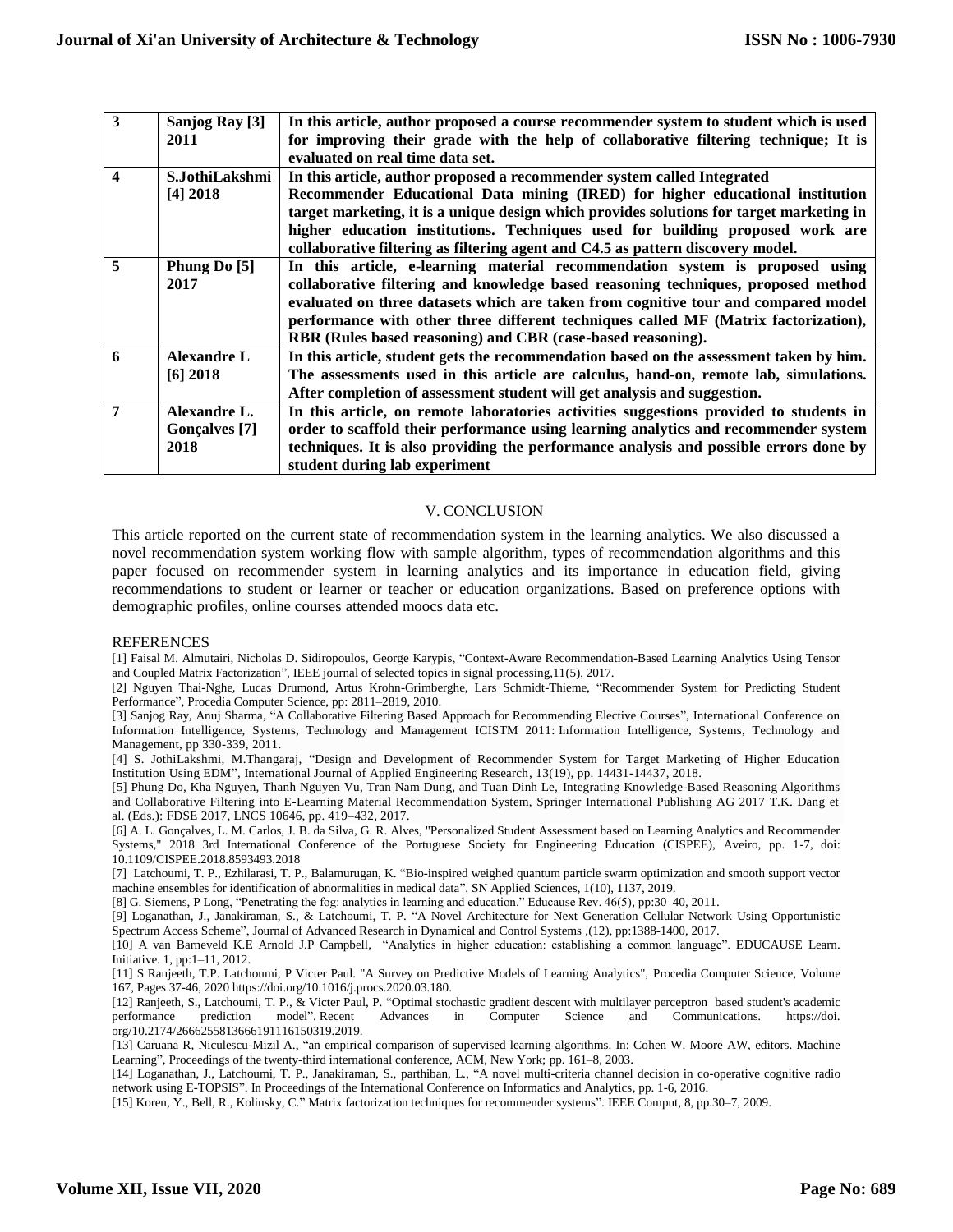| 3 | Sanjog Ray [3] 2011 | In this article, author proposed a course recommender system to student which is used for improving their grade with the help of collaborative filtering technique; It is evaluated on real time data set. |
|---|---|---|
| 4 | S.JothiLakshmi [4] 2018 | In this article, author proposed a recommender system called Integrated Recommender Educational Data mining (IRED) for higher educational institution target marketing, it is a unique design which provides solutions for target marketing in higher education institutions. Techniques used for building proposed work are collaborative filtering as filtering agent and C4.5 as pattern discovery model. |
| 5 | Phung Do [5] 2017 | In this article, e-learning material recommendation system is proposed using collaborative filtering and knowledge based reasoning techniques, proposed method evaluated on three datasets which are taken from cognitive tour and compared model performance with other three different techniques called MF (Matrix factorization), RBR (Rules based reasoning) and CBR (case-based reasoning). |
| 6 | Alexandre L [6] 2018 | In this article, student gets the recommendation based on the assessment taken by him. The assessments used in this article are calculus, hand-on, remote lab, simulations. After completion of assessment student will get analysis and suggestion. |
| 7 | Alexandre L. Gonçalves [7] 2018 | In this article, on remote laboratories activities suggestions provided to students in order to scaffold their performance using learning analytics and recommender system techniques. It is also providing the performance analysis and possible errors done by student during lab experiment |

## V. CONCLUSION

This article reported on the current state of recommendation system in the learning analytics. We also discussed a novel recommendation system working flow with sample algorithm, types of recommendation algorithms and this paper focused on recommender system in learning analytics and its importance in education field, giving recommendations to student or learner or teacher or education organizations. Based on preference options with demographic profiles, online courses attended moocs data etc.

## REFERENCES

[1] Faisal M. Almutairi, Nicholas D. Sidiropoulos, George Karypis, "Context-Aware Recommendation-Based Learning Analytics Using Tensor and Coupled Matrix Factorization", IEEE journal of selected topics in signal processing,11(5), 2017.

[2] Nguyen Thai-Nghe, Lucas Drumond, Artus Krohn-Grimberghe, Lars Schmidt-Thieme, "Recommender System for Predicting Student Performance", Procedia Computer Science, pp: 2811–2819, 2010.

[3] Sanjog Ray, Anuj Sharma, "A Collaborative Filtering Based Approach for Recommending Elective Courses", International Conference on Information Intelligence, Systems, Technology and Management ICISTM 2011: Information Intelligence, Systems, Technology and Management, pp 330-339, 2011.

[4] S. JothiLakshmi, M.Thangaraj, "Design and Development of Recommender System for Target Marketing of Higher Education Institution Using EDM", International Journal of Applied Engineering Research, 13(19), pp. 14431-14437, 2018.

[5] Phung Do, Kha Nguyen, Thanh Nguyen Vu, Tran Nam Dung, and Tuan Dinh Le, Integrating Knowledge-Based Reasoning Algorithms and Collaborative Filtering into E-Learning Material Recommendation System, Springer International Publishing AG 2017 T.K. Dang et al. (Eds.): FDSE 2017, LNCS 10646, pp. 419–432, 2017.

[6] A. L. Gonçalves, L. M. Carlos, J. B. da Silva, G. R. Alves, "Personalized Student Assessment based on Learning Analytics and Recommender Systems," 2018 3rd International Conference of the Portuguese Society for Engineering Education (CISPEE), Aveiro, pp. 1-7, doi: 10.1109/CISPEE.2018.8593493.2018

[7] Latchoumi, T. P., Ezhilarasi, T. P., Balamurugan, K. "Bio-inspired weighed quantum particle swarm optimization and smooth support vector machine ensembles for identification of abnormalities in medical data". SN Applied Sciences, 1(10), 1137, 2019.

[8] G. Siemens, P Long, "Penetrating the fog: analytics in learning and education." Educause Rev. 46(5), pp:30–40, 2011.

[9] Loganathan, J., Janakiraman, S., & Latchoumi, T. P. "A Novel Architecture for Next Generation Cellular Network Using Opportunistic Spectrum Access Scheme", Journal of Advanced Research in Dynamical and Control Systems ,(12), pp:1388-1400, 2017.

[10] A van Barneveld K.E Arnold J.P Campbell, "Analytics in higher education: establishing a common language". EDUCAUSE Learn. Initiative. 1, pp:1–11, 2012.

[11] S Ranjeeth, T.P. Latchoumi, P Victer Paul. "A Survey on Predictive Models of Learning Analytics", Procedia Computer Science, Volume 167, Pages 37-46, 2020 https://doi.org/10.1016/j.procs.2020.03.180.

[12] Ranjeeth, S., Latchoumi, T. P., & Victer Paul, P. "Optimal stochastic gradient descent with multilayer perceptron based student's academic performance prediction model". Recent Advances in Computer Science and Communications. https://doi. org/10.2174/2666255813666191116150319.2019.

[13] Caruana R, Niculescu-Mizil A., "an empirical comparison of supervised learning algorithms. In: Cohen W. Moore AW, editors. Machine Learning", Proceedings of the twenty-third international conference, ACM, New York; pp. 161–8, 2003.

[14] Loganathan, J., Latchoumi, T. P., Janakiraman, S., parthiban, L., "A novel multi-criteria channel decision in co-operative cognitive radio network using E-TOPSIS". In Proceedings of the International Conference on Informatics and Analytics, pp. 1-6, 2016.

[15] Koren, Y., Bell, R., Kolinsky, C." Matrix factorization techniques for recommender systems". IEEE Comput, 8, pp.30–7, 2009.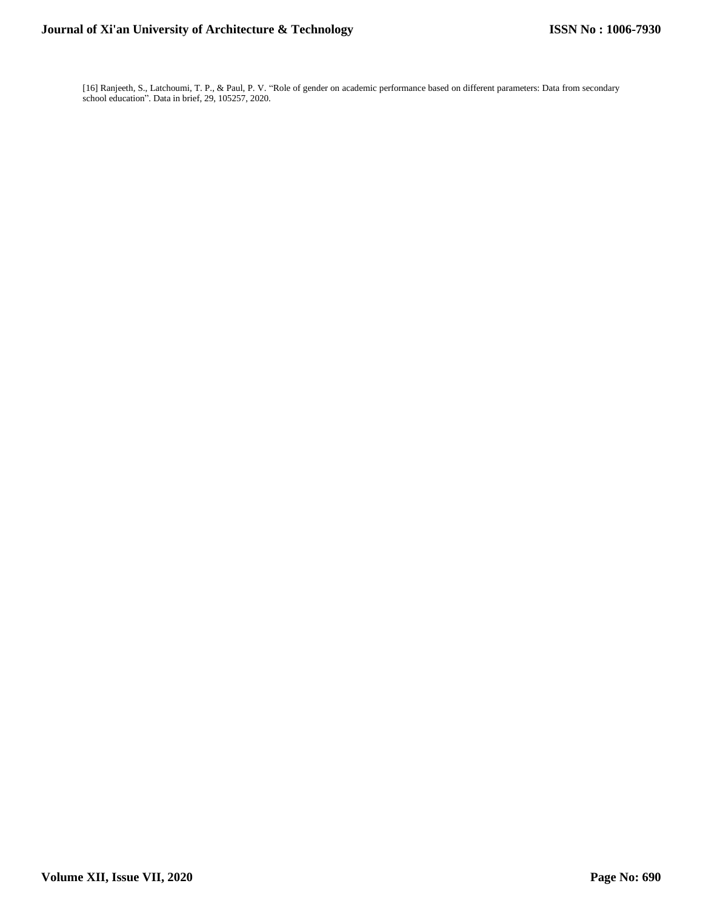[16] Ranjeeth, S., Latchoumi, T. P., & Paul, P. V. “Role of gender on academic performance based on different parameters: Data from secondary school education”. Data in brief, 29, 105257, 2020.